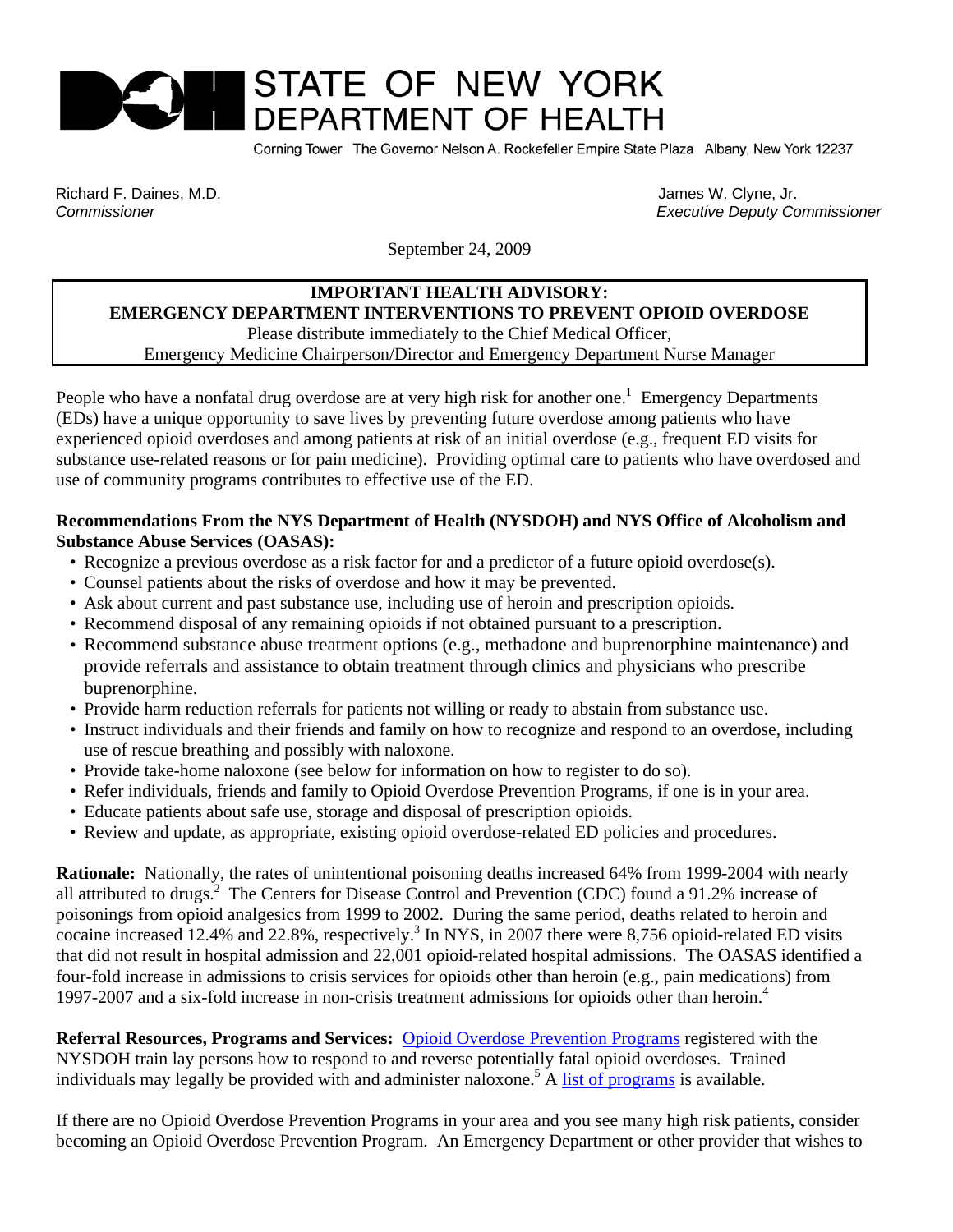# STATE OF NEW YORK DEPARTMENT OF HEALTH

Corning Tower The Governor Nelson A. Rockefeller Empire State Plaza Albany, New York 12237

Richard F. Daines, M.D.
*Commissioner*

James W. Clyne, Jr.
*Executive Deputy Commissioner*

September 24, 2009

**IMPORTANT HEALTH ADVISORY:**
**EMERGENCY DEPARTMENT INTERVENTIONS TO PREVENT OPIOID OVERDOSE**
Please distribute immediately to the Chief Medical Officer, Emergency Medicine Chairperson/Director and Emergency Department Nurse Manager

People who have a nonfatal drug overdose are at very high risk for another one.[1] Emergency Departments (EDs) have a unique opportunity to save lives by preventing future overdose among patients who have experienced opioid overdoses and among patients at risk of an initial overdose (e.g., frequent ED visits for substance use-related reasons or for pain medicine). Providing optimal care to patients who have overdosed and use of community programs contributes to effective use of the ED.

**Recommendations From the NYS Department of Health (NYSDOH) and NYS Office of Alcoholism and Substance Abuse Services (OASAS):**

- Recognize a previous overdose as a risk factor for and a predictor of a future opioid overdose(s).
- Counsel patients about the risks of overdose and how it may be prevented.
- Ask about current and past substance use, including use of heroin and prescription opioids.
- Recommend disposal of any remaining opioids if not obtained pursuant to a prescription.
- Recommend substance abuse treatment options (e.g., methadone and buprenorphine maintenance) and provide referrals and assistance to obtain treatment through clinics and physicians who prescribe buprenorphine.
- Provide harm reduction referrals for patients not willing or ready to abstain from substance use.
- Instruct individuals and their friends and family on how to recognize and respond to an overdose, including use of rescue breathing and possibly with naloxone.
- Provide take-home naloxone (see below for information on how to register to do so).
- Refer individuals, friends and family to Opioid Overdose Prevention Programs, if one is in your area.
- Educate patients about safe use, storage and disposal of prescription opioids.
- Review and update, as appropriate, existing opioid overdose-related ED policies and procedures.

**Rationale:** Nationally, the rates of unintentional poisoning deaths increased 64% from 1999-2004 with nearly all attributed to drugs.[2] The Centers for Disease Control and Prevention (CDC) found a 91.2% increase of poisonings from opioid analgesics from 1999 to 2002. During the same period, deaths related to heroin and cocaine increased 12.4% and 22.8%, respectively.[3] In NYS, in 2007 there were 8,756 opioid-related ED visits that did not result in hospital admission and 22,001 opioid-related hospital admissions. The OASAS identified a four-fold increase in admissions to crisis services for opioids other than heroin (e.g., pain medications) from 1997-2007 and a six-fold increase in non-crisis treatment admissions for opioids other than heroin.[4]

**Referral Resources, Programs and Services:** Opioid Overdose Prevention Programs registered with the NYSDOH train lay persons how to respond to and reverse potentially fatal opioid overdoses. Trained individuals may legally be provided with and administer naloxone.[5] A list of programs is available.

If there are no Opioid Overdose Prevention Programs in your area and you see many high risk patients, consider becoming an Opioid Overdose Prevention Program. An Emergency Department or other provider that wishes to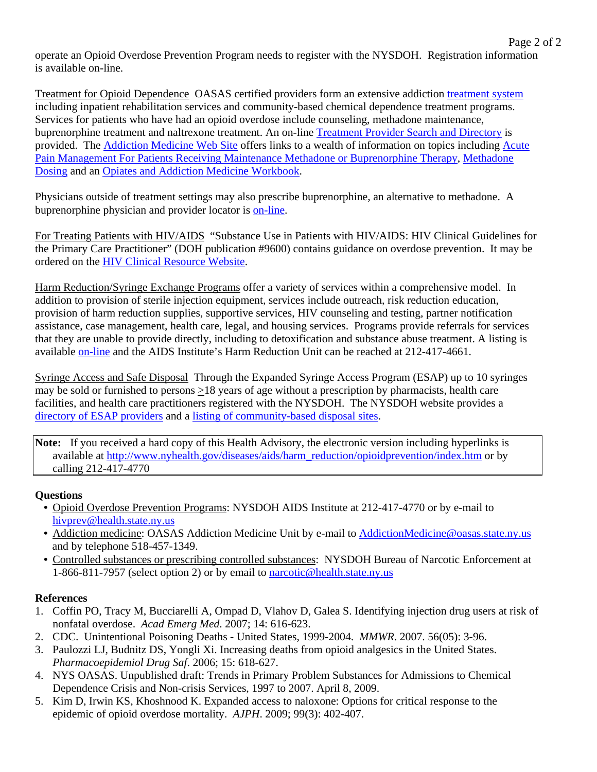operate an Opioid Overdose Prevention Program needs to register with the NYSDOH. Registration information is available on-line.

Treatment for Opioid Dependence OASAS certified providers form an extensive addiction treatment system including inpatient rehabilitation services and community-based chemical dependence treatment programs. Services for patients who have had an opioid overdose include counseling, methadone maintenance, buprenorphine treatment and naltrexone treatment. An on-line Treatment Provider Search and Directory is provided. The Addiction Medicine Web Site offers links to a wealth of information on topics including Acute Pain Management For Patients Receiving Maintenance Methadone or Buprenorphine Therapy, Methadone Dosing and an Opiates and Addiction Medicine Workbook.

Physicians outside of treatment settings may also prescribe buprenorphine, an alternative to methadone. A buprenorphine physician and provider locator is on-line.

For Treating Patients with HIV/AIDS "Substance Use in Patients with HIV/AIDS: HIV Clinical Guidelines for the Primary Care Practitioner" (DOH publication #9600) contains guidance on overdose prevention. It may be ordered on the HIV Clinical Resource Website.

Harm Reduction/Syringe Exchange Programs offer a variety of services within a comprehensive model. In addition to provision of sterile injection equipment, services include outreach, risk reduction education, provision of harm reduction supplies, supportive services, HIV counseling and testing, partner notification assistance, case management, health care, legal, and housing services. Programs provide referrals for services that they are unable to provide directly, including to detoxification and substance abuse treatment. A listing is available on-line and the AIDS Institute's Harm Reduction Unit can be reached at 212-417-4661.

Syringe Access and Safe Disposal Through the Expanded Syringe Access Program (ESAP) up to 10 syringes may be sold or furnished to persons $\geq$18 years of age without a prescription by pharmacists, health care facilities, and health care practitioners registered with the NYSDOH. The NYSDOH website provides a directory of ESAP providers and a listing of community-based disposal sites.

**Note:** If you received a hard copy of this Health Advisory, the electronic version including hyperlinks is available at http://www.nyhealth.gov/diseases/aids/harm_reduction/opioidprevention/index.htm or by calling 212-417-4770

**Questions**

- Opioid Overdose Prevention Programs: NYSDOH AIDS Institute at 212-417-4770 or by e-mail to hivprev@health.state.ny.us
- Addiction medicine: OASAS Addiction Medicine Unit by e-mail to AddictionMedicine@oasas.state.ny.us and by telephone 518-457-1349.
- Controlled substances or prescribing controlled substances: NYSDOH Bureau of Narcotic Enforcement at 1-866-811-7957 (select option 2) or by email to narcotic@health.state.ny.us

**References**

1. Coffin PO, Tracy M, Bucciarelli A, Ompad D, Vlahov D, Galea S. Identifying injection drug users at risk of nonfatal overdose. *Acad Emerg Med*. 2007; 14: 616-623.
2. CDC. Unintentional Poisoning Deaths - United States, 1999-2004. *MMWR*. 2007. 56(05): 3-96.
3. Paulozzi LJ, Budnitz DS, Yongli Xi. Increasing deaths from opioid analgesics in the United States. *Pharmacoepidemiol Drug Saf*. 2006; 15: 618-627.
4. NYS OASAS. Unpublished draft: Trends in Primary Problem Substances for Admissions to Chemical Dependence Crisis and Non-crisis Services, 1997 to 2007. April 8, 2009.
5. Kim D, Irwin KS, Khoshnood K. Expanded access to naloxone: Options for critical response to the epidemic of opioid overdose mortality. *AJPH*. 2009; 99(3): 402-407.